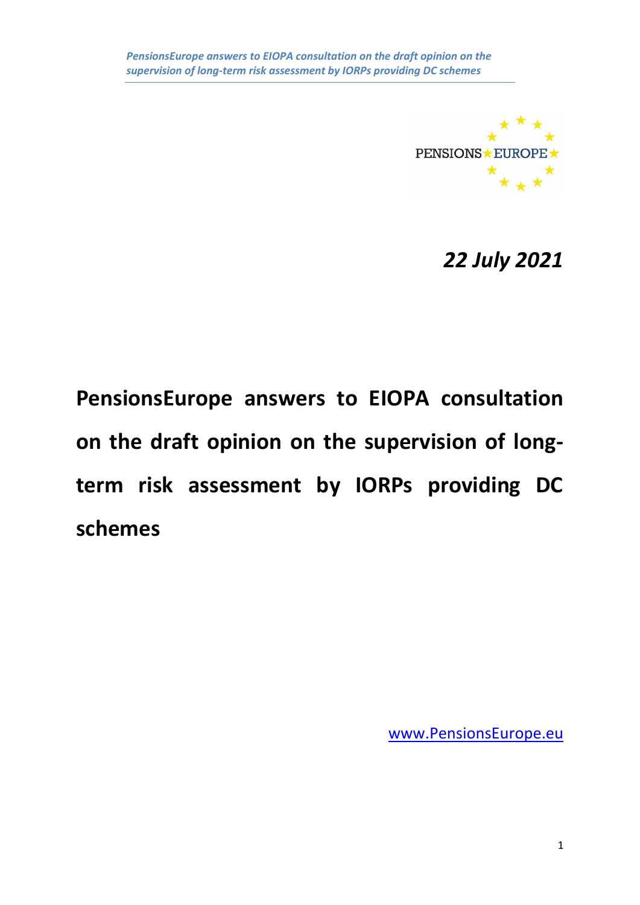*22 July 2021*

# PensionsEurope answers to EIOPA consultation on the draft opinion on the supervision of long-term risk assessment by IORPs providing DC schemes

www.PensionsEurope.eu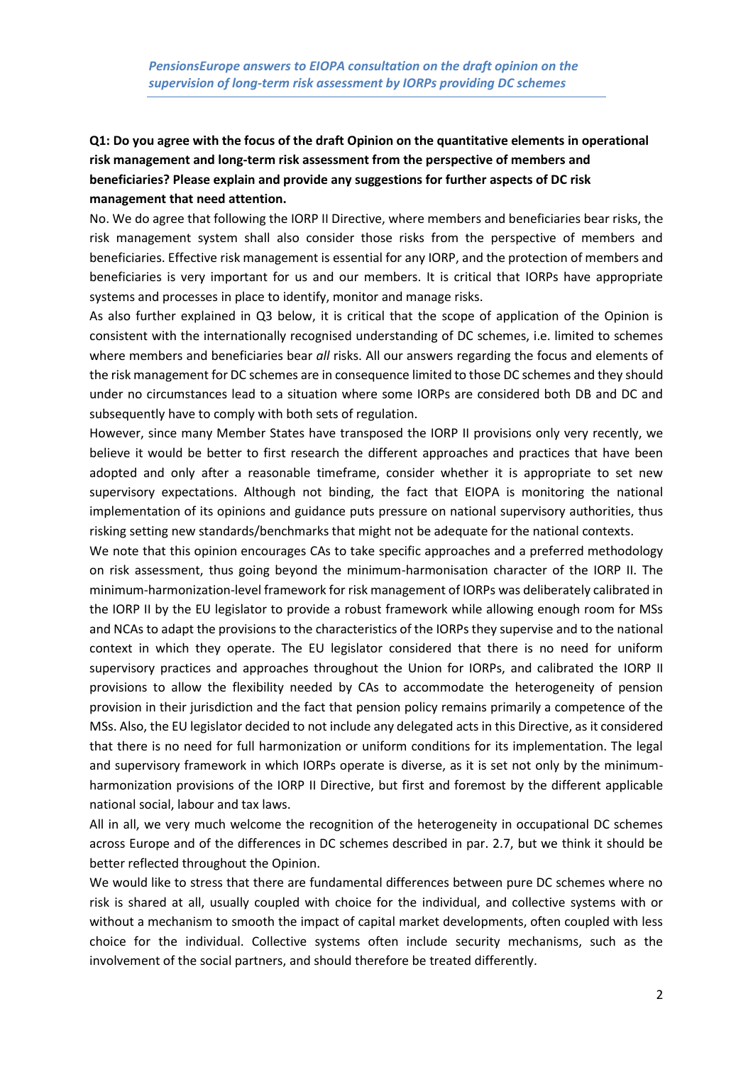*PensionsEurope answers to EIOPA consultation on the draft opinion on the supervision of long-term risk assessment by IORPs providing DC schemes*

**Q1: Do you agree with the focus of the draft Opinion on the quantitative elements in operational risk management and long-term risk assessment from the perspective of members and beneficiaries? Please explain and provide any suggestions for further aspects of DC risk management that need attention.**

No. We do agree that following the IORP II Directive, where members and beneficiaries bear risks, the risk management system shall also consider those risks from the perspective of members and beneficiaries. Effective risk management is essential for any IORP, and the protection of members and beneficiaries is very important for us and our members. It is critical that IORPs have appropriate systems and processes in place to identify, monitor and manage risks.

As also further explained in Q3 below, it is critical that the scope of application of the Opinion is consistent with the internationally recognised understanding of DC schemes, i.e. limited to schemes where members and beneficiaries bear *all* risks. All our answers regarding the focus and elements of the risk management for DC schemes are in consequence limited to those DC schemes and they should under no circumstances lead to a situation where some IORPs are considered both DB and DC and subsequently have to comply with both sets of regulation.

However, since many Member States have transposed the IORP II provisions only very recently, we believe it would be better to first research the different approaches and practices that have been adopted and only after a reasonable timeframe, consider whether it is appropriate to set new supervisory expectations. Although not binding, the fact that EIOPA is monitoring the national implementation of its opinions and guidance puts pressure on national supervisory authorities, thus risking setting new standards/benchmarks that might not be adequate for the national contexts.

We note that this opinion encourages CAs to take specific approaches and a preferred methodology on risk assessment, thus going beyond the minimum-harmonisation character of the IORP II. The minimum-harmonization-level framework for risk management of IORPs was deliberately calibrated in the IORP II by the EU legislator to provide a robust framework while allowing enough room for MSs and NCAs to adapt the provisions to the characteristics of the IORPs they supervise and to the national context in which they operate. The EU legislator considered that there is no need for uniform supervisory practices and approaches throughout the Union for IORPs, and calibrated the IORP II provisions to allow the flexibility needed by CAs to accommodate the heterogeneity of pension provision in their jurisdiction and the fact that pension policy remains primarily a competence of the MSs. Also, the EU legislator decided to not include any delegated acts in this Directive, as it considered that there is no need for full harmonization or uniform conditions for its implementation. The legal and supervisory framework in which IORPs operate is diverse, as it is set not only by the minimum-harmonization provisions of the IORP II Directive, but first and foremost by the different applicable national social, labour and tax laws.

All in all, we very much welcome the recognition of the heterogeneity in occupational DC schemes across Europe and of the differences in DC schemes described in par. 2.7, but we think it should be better reflected throughout the Opinion.

We would like to stress that there are fundamental differences between pure DC schemes where no risk is shared at all, usually coupled with choice for the individual, and collective systems with or without a mechanism to smooth the impact of capital market developments, often coupled with less choice for the individual. Collective systems often include security mechanisms, such as the involvement of the social partners, and should therefore be treated differently.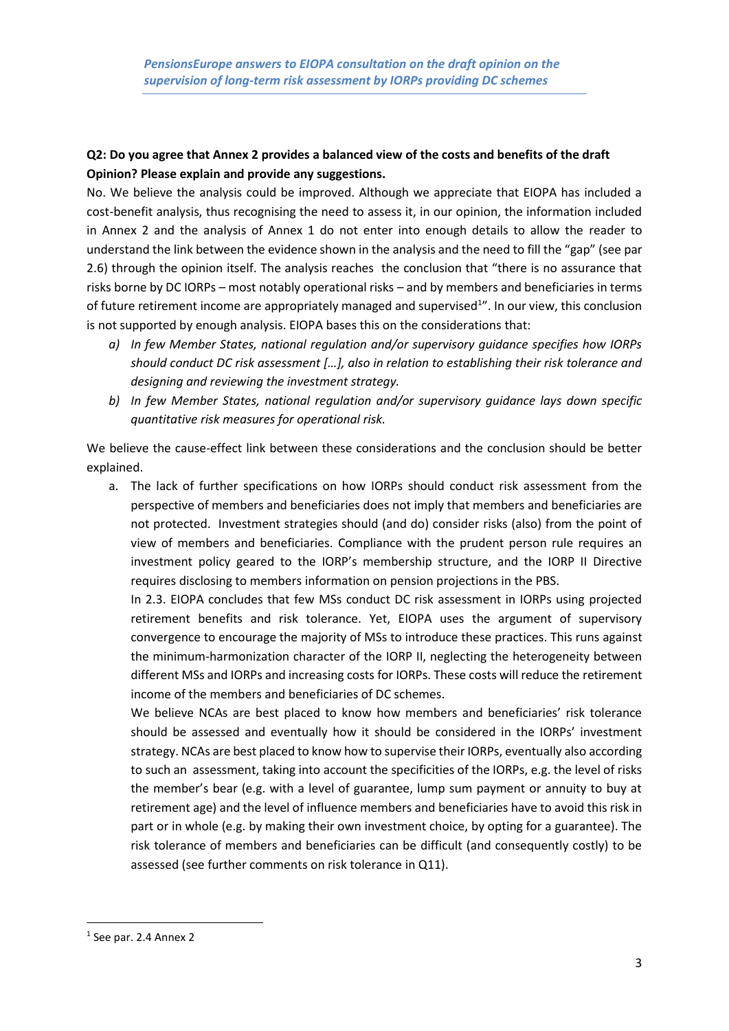**Q2: Do you agree that Annex 2 provides a balanced view of the costs and benefits of the draft Opinion? Please explain and provide any suggestions.**

No. We believe the analysis could be improved. Although we appreciate that EIOPA has included a cost-benefit analysis, thus recognising the need to assess it, in our opinion, the information included in Annex 2 and the analysis of Annex 1 do not enter into enough details to allow the reader to understand the link between the evidence shown in the analysis and the need to fill the "gap" (see par 2.6) through the opinion itself. The analysis reaches the conclusion that "there is no assurance that risks borne by DC IORPs – most notably operational risks – and by members and beneficiaries in terms of future retirement income are appropriately managed and supervised[1]". In our view, this conclusion is not supported by enough analysis. EIOPA bases this on the considerations that:

*a) In few Member States, national regulation and/or supervisory guidance specifies how IORPs should conduct DC risk assessment […], also in relation to establishing their risk tolerance and designing and reviewing the investment strategy.*

*b) In few Member States, national regulation and/or supervisory guidance lays down specific quantitative risk measures for operational risk.*

We believe the cause-effect link between these considerations and the conclusion should be better explained.

a. The lack of further specifications on how IORPs should conduct risk assessment from the perspective of members and beneficiaries does not imply that members and beneficiaries are not protected. Investment strategies should (and do) consider risks (also) from the point of view of members and beneficiaries. Compliance with the prudent person rule requires an investment policy geared to the IORP's membership structure, and the IORP II Directive requires disclosing to members information on pension projections in the PBS.

   In 2.3. EIOPA concludes that few MSs conduct DC risk assessment in IORPs using projected retirement benefits and risk tolerance. Yet, EIOPA uses the argument of supervisory convergence to encourage the majority of MSs to introduce these practices. This runs against the minimum-harmonization character of the IORP II, neglecting the heterogeneity between different MSs and IORPs and increasing costs for IORPs. These costs will reduce the retirement income of the members and beneficiaries of DC schemes.

   We believe NCAs are best placed to know how members and beneficiaries' risk tolerance should be assessed and eventually how it should be considered in the IORPs' investment strategy. NCAs are best placed to know how to supervise their IORPs, eventually also according to such an assessment, taking into account the specificities of the IORPs, e.g. the level of risks the member's bear (e.g. with a level of guarantee, lump sum payment or annuity to buy at retirement age) and the level of influence members and beneficiaries have to avoid this risk in part or in whole (e.g. by making their own investment choice, by opting for a guarantee). The risk tolerance of members and beneficiaries can be difficult (and consequently costly) to be assessed (see further comments on risk tolerance in Q11).

[1] See par. 2.4 Annex 2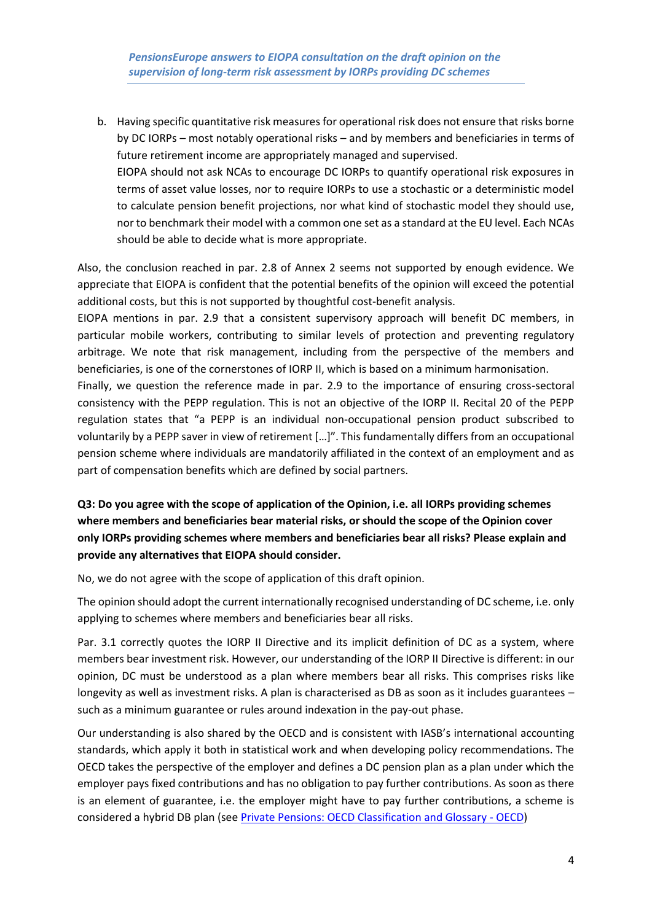b. Having specific quantitative risk measures for operational risk does not ensure that risks borne by DC IORPs – most notably operational risks – and by members and beneficiaries in terms of future retirement income are appropriately managed and supervised.
   EIOPA should not ask NCAs to encourage DC IORPs to quantify operational risk exposures in terms of asset value losses, nor to require IORPs to use a stochastic or a deterministic model to calculate pension benefit projections, nor what kind of stochastic model they should use, nor to benchmark their model with a common one set as a standard at the EU level. Each NCAs should be able to decide what is more appropriate.

Also, the conclusion reached in par. 2.8 of Annex 2 seems not supported by enough evidence. We appreciate that EIOPA is confident that the potential benefits of the opinion will exceed the potential additional costs, but this is not supported by thoughtful cost-benefit analysis.

EIOPA mentions in par. 2.9 that a consistent supervisory approach will benefit DC members, in particular mobile workers, contributing to similar levels of protection and preventing regulatory arbitrage. We note that risk management, including from the perspective of the members and beneficiaries, is one of the cornerstones of IORP II, which is based on a minimum harmonisation.

Finally, we question the reference made in par. 2.9 to the importance of ensuring cross-sectoral consistency with the PEPP regulation. This is not an objective of the IORP II. Recital 20 of the PEPP regulation states that "a PEPP is an individual non-occupational pension product subscribed to voluntarily by a PEPP saver in view of retirement […]". This fundamentally differs from an occupational pension scheme where individuals are mandatorily affiliated in the context of an employment and as part of compensation benefits which are defined by social partners.

**Q3: Do you agree with the scope of application of the Opinion, i.e. all IORPs providing schemes where members and beneficiaries bear material risks, or should the scope of the Opinion cover only IORPs providing schemes where members and beneficiaries bear all risks? Please explain and provide any alternatives that EIOPA should consider.**

No, we do not agree with the scope of application of this draft opinion.

The opinion should adopt the current internationally recognised understanding of DC scheme, i.e. only applying to schemes where members and beneficiaries bear all risks.

Par. 3.1 correctly quotes the IORP II Directive and its implicit definition of DC as a system, where members bear investment risk. However, our understanding of the IORP II Directive is different: in our opinion, DC must be understood as a plan where members bear all risks. This comprises risks like longevity as well as investment risks. A plan is characterised as DB as soon as it includes guarantees – such as a minimum guarantee or rules around indexation in the pay-out phase.

Our understanding is also shared by the OECD and is consistent with IASB's international accounting standards, which apply it both in statistical work and when developing policy recommendations. The OECD takes the perspective of the employer and defines a DC pension plan as a plan under which the employer pays fixed contributions and has no obligation to pay further contributions. As soon as there is an element of guarantee, i.e. the employer might have to pay further contributions, a scheme is considered a hybrid DB plan (see [Private Pensions: OECD Classification and Glossary - OECD])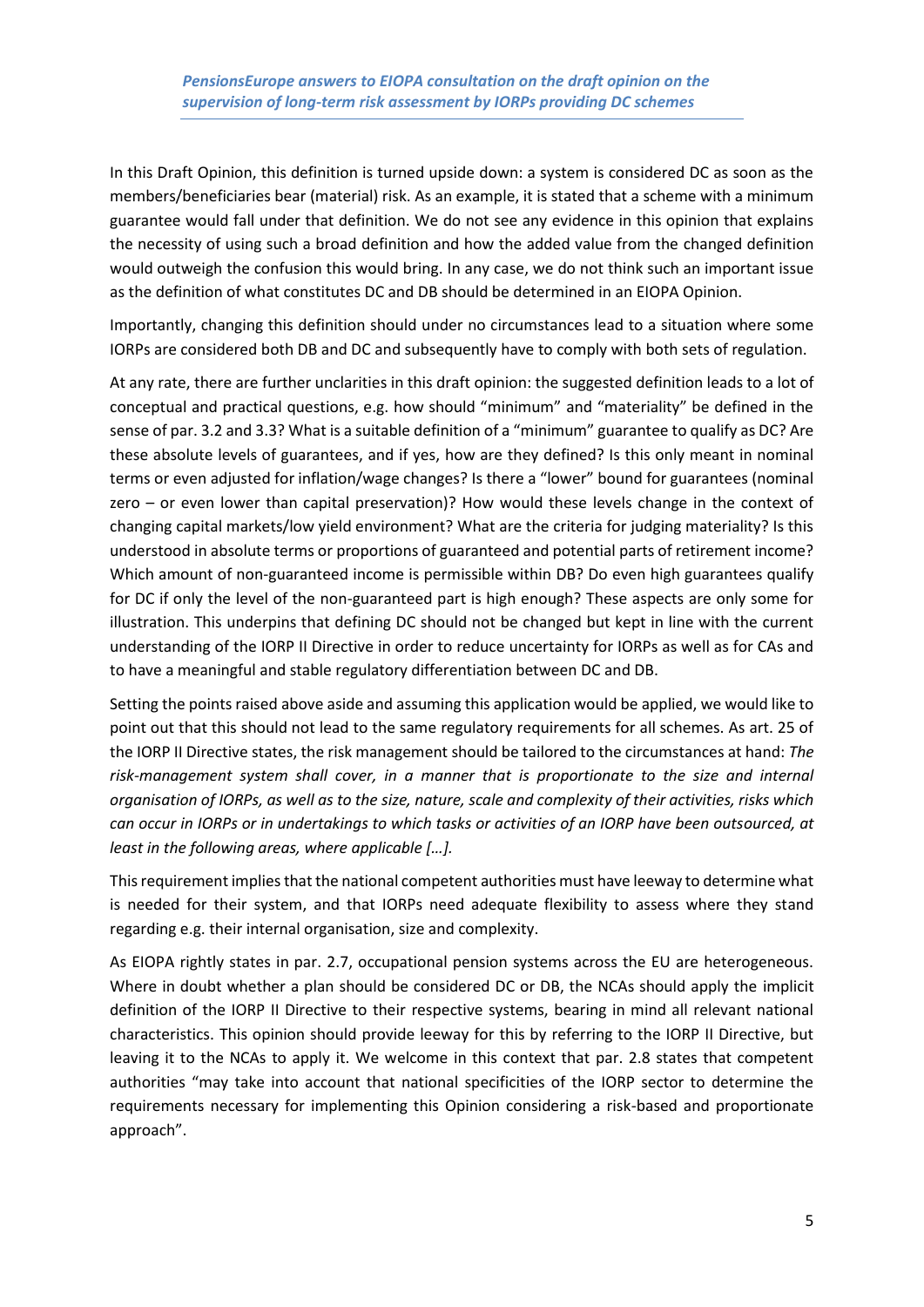In this Draft Opinion, this definition is turned upside down: a system is considered DC as soon as the members/beneficiaries bear (material) risk. As an example, it is stated that a scheme with a minimum guarantee would fall under that definition. We do not see any evidence in this opinion that explains the necessity of using such a broad definition and how the added value from the changed definition would outweigh the confusion this would bring. In any case, we do not think such an important issue as the definition of what constitutes DC and DB should be determined in an EIOPA Opinion.

Importantly, changing this definition should under no circumstances lead to a situation where some IORPs are considered both DB and DC and subsequently have to comply with both sets of regulation.

At any rate, there are further unclarities in this draft opinion: the suggested definition leads to a lot of conceptual and practical questions, e.g. how should "minimum" and "materiality" be defined in the sense of par. 3.2 and 3.3? What is a suitable definition of a "minimum" guarantee to qualify as DC? Are these absolute levels of guarantees, and if yes, how are they defined? Is this only meant in nominal terms or even adjusted for inflation/wage changes? Is there a "lower" bound for guarantees (nominal zero – or even lower than capital preservation)? How would these levels change in the context of changing capital markets/low yield environment? What are the criteria for judging materiality? Is this understood in absolute terms or proportions of guaranteed and potential parts of retirement income? Which amount of non-guaranteed income is permissible within DB? Do even high guarantees qualify for DC if only the level of the non-guaranteed part is high enough? These aspects are only some for illustration. This underpins that defining DC should not be changed but kept in line with the current understanding of the IORP II Directive in order to reduce uncertainty for IORPs as well as for CAs and to have a meaningful and stable regulatory differentiation between DC and DB.

Setting the points raised above aside and assuming this application would be applied, we would like to point out that this should not lead to the same regulatory requirements for all schemes. As art. 25 of the IORP II Directive states, the risk management should be tailored to the circumstances at hand: *The risk-management system shall cover, in a manner that is proportionate to the size and internal organisation of IORPs, as well as to the size, nature, scale and complexity of their activities, risks which can occur in IORPs or in undertakings to which tasks or activities of an IORP have been outsourced, at least in the following areas, where applicable […].*

This requirement implies that the national competent authorities must have leeway to determine what is needed for their system, and that IORPs need adequate flexibility to assess where they stand regarding e.g. their internal organisation, size and complexity.

As EIOPA rightly states in par. 2.7, occupational pension systems across the EU are heterogeneous. Where in doubt whether a plan should be considered DC or DB, the NCAs should apply the implicit definition of the IORP II Directive to their respective systems, bearing in mind all relevant national characteristics. This opinion should provide leeway for this by referring to the IORP II Directive, but leaving it to the NCAs to apply it. We welcome in this context that par. 2.8 states that competent authorities "may take into account that national specificities of the IORP sector to determine the requirements necessary for implementing this Opinion considering a risk-based and proportionate approach".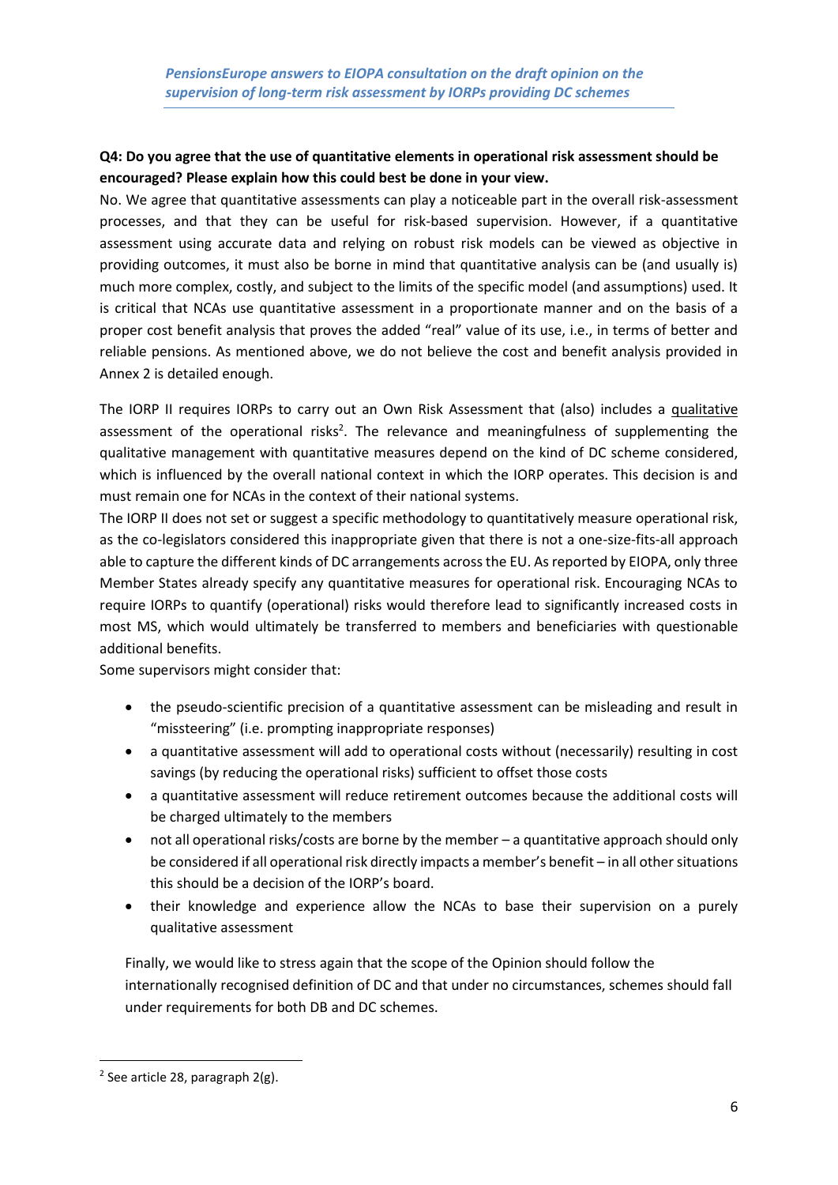**Q4: Do you agree that the use of quantitative elements in operational risk assessment should be encouraged? Please explain how this could best be done in your view.**

No. We agree that quantitative assessments can play a noticeable part in the overall risk-assessment processes, and that they can be useful for risk-based supervision. However, if a quantitative assessment using accurate data and relying on robust risk models can be viewed as objective in providing outcomes, it must also be borne in mind that quantitative analysis can be (and usually is) much more complex, costly, and subject to the limits of the specific model (and assumptions) used. It is critical that NCAs use quantitative assessment in a proportionate manner and on the basis of a proper cost benefit analysis that proves the added "real" value of its use, i.e., in terms of better and reliable pensions. As mentioned above, we do not believe the cost and benefit analysis provided in Annex 2 is detailed enough.

The IORP II requires IORPs to carry out an Own Risk Assessment that (also) includes a qualitative assessment of the operational risks[2]. The relevance and meaningfulness of supplementing the qualitative management with quantitative measures depend on the kind of DC scheme considered, which is influenced by the overall national context in which the IORP operates. This decision is and must remain one for NCAs in the context of their national systems.

The IORP II does not set or suggest a specific methodology to quantitatively measure operational risk, as the co-legislators considered this inappropriate given that there is not a one-size-fits-all approach able to capture the different kinds of DC arrangements across the EU. As reported by EIOPA, only three Member States already specify any quantitative measures for operational risk. Encouraging NCAs to require IORPs to quantify (operational) risks would therefore lead to significantly increased costs in most MS, which would ultimately be transferred to members and beneficiaries with questionable additional benefits.

Some supervisors might consider that:

- the pseudo-scientific precision of a quantitative assessment can be misleading and result in "missteering" (i.e. prompting inappropriate responses)
- a quantitative assessment will add to operational costs without (necessarily) resulting in cost savings (by reducing the operational risks) sufficient to offset those costs
- a quantitative assessment will reduce retirement outcomes because the additional costs will be charged ultimately to the members
- not all operational risks/costs are borne by the member – a quantitative approach should only be considered if all operational risk directly impacts a member's benefit – in all other situations this should be a decision of the IORP's board.
- their knowledge and experience allow the NCAs to base their supervision on a purely qualitative assessment

Finally, we would like to stress again that the scope of the Opinion should follow the internationally recognised definition of DC and that under no circumstances, schemes should fall under requirements for both DB and DC schemes.

---

[2] See article 28, paragraph 2(g).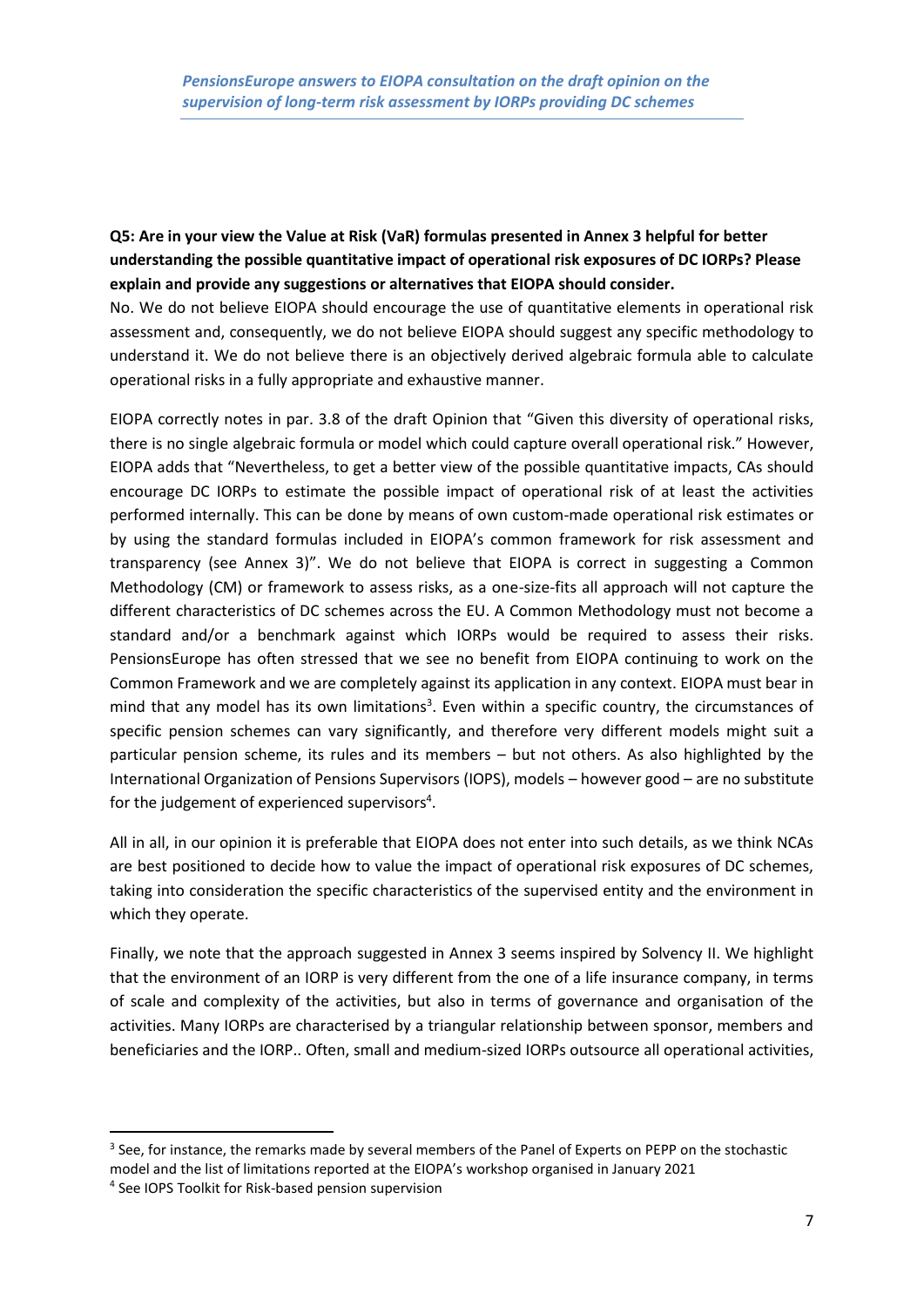**Q5: Are in your view the Value at Risk (VaR) formulas presented in Annex 3 helpful for better understanding the possible quantitative impact of operational risk exposures of DC IORPs? Please explain and provide any suggestions or alternatives that EIOPA should consider.**

No. We do not believe EIOPA should encourage the use of quantitative elements in operational risk assessment and, consequently, we do not believe EIOPA should suggest any specific methodology to understand it. We do not believe there is an objectively derived algebraic formula able to calculate operational risks in a fully appropriate and exhaustive manner.

EIOPA correctly notes in par. 3.8 of the draft Opinion that "Given this diversity of operational risks, there is no single algebraic formula or model which could capture overall operational risk." However, EIOPA adds that "Nevertheless, to get a better view of the possible quantitative impacts, CAs should encourage DC IORPs to estimate the possible impact of operational risk of at least the activities performed internally. This can be done by means of own custom-made operational risk estimates or by using the standard formulas included in EIOPA's common framework for risk assessment and transparency (see Annex 3)". We do not believe that EIOPA is correct in suggesting a Common Methodology (CM) or framework to assess risks, as a one-size-fits all approach will not capture the different characteristics of DC schemes across the EU. A Common Methodology must not become a standard and/or a benchmark against which IORPs would be required to assess their risks. PensionsEurope has often stressed that we see no benefit from EIOPA continuing to work on the Common Framework and we are completely against its application in any context. EIOPA must bear in mind that any model has its own limitations[3]. Even within a specific country, the circumstances of specific pension schemes can vary significantly, and therefore very different models might suit a particular pension scheme, its rules and its members – but not others. As also highlighted by the International Organization of Pensions Supervisors (IOPS), models – however good – are no substitute for the judgement of experienced supervisors[4].

All in all, in our opinion it is preferable that EIOPA does not enter into such details, as we think NCAs are best positioned to decide how to value the impact of operational risk exposures of DC schemes, taking into consideration the specific characteristics of the supervised entity and the environment in which they operate.

Finally, we note that the approach suggested in Annex 3 seems inspired by Solvency II. We highlight that the environment of an IORP is very different from the one of a life insurance company, in terms of scale and complexity of the activities, but also in terms of governance and organisation of the activities. Many IORPs are characterised by a triangular relationship between sponsor, members and beneficiaries and the IORP.. Often, small and medium-sized IORPs outsource all operational activities,

---

[3] See, for instance, the remarks made by several members of the Panel of Experts on PEPP on the stochastic model and the list of limitations reported at the EIOPA's workshop organised in January 2021

[4] See IOPS Toolkit for Risk-based pension supervision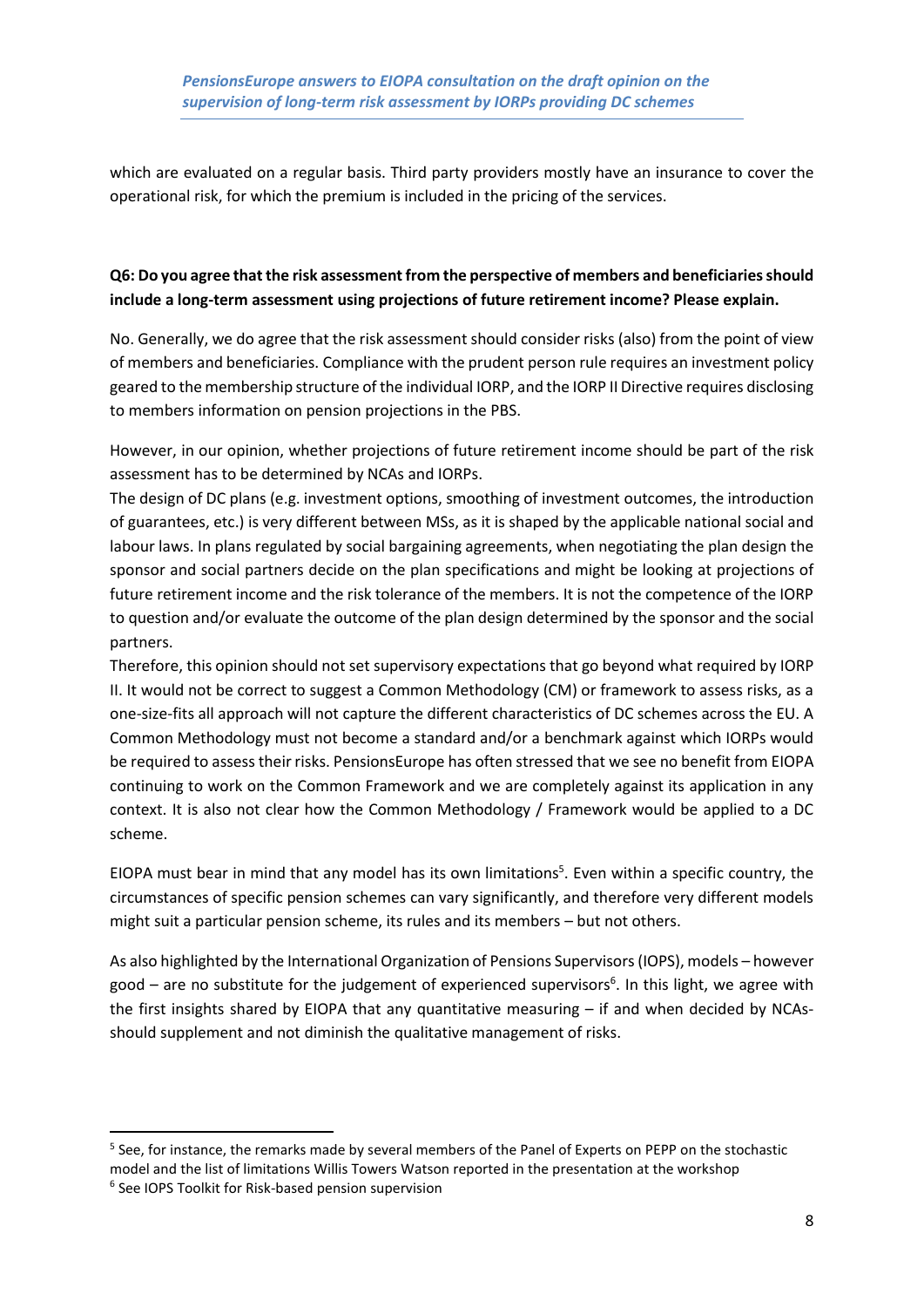which are evaluated on a regular basis. Third party providers mostly have an insurance to cover the operational risk, for which the premium is included in the pricing of the services.

**Q6: Do you agree that the risk assessment from the perspective of members and beneficiaries should include a long-term assessment using projections of future retirement income? Please explain.**

No. Generally, we do agree that the risk assessment should consider risks (also) from the point of view of members and beneficiaries. Compliance with the prudent person rule requires an investment policy geared to the membership structure of the individual IORP, and the IORP II Directive requires disclosing to members information on pension projections in the PBS.

However, in our opinion, whether projections of future retirement income should be part of the risk assessment has to be determined by NCAs and IORPs.

The design of DC plans (e.g. investment options, smoothing of investment outcomes, the introduction of guarantees, etc.) is very different between MSs, as it is shaped by the applicable national social and labour laws. In plans regulated by social bargaining agreements, when negotiating the plan design the sponsor and social partners decide on the plan specifications and might be looking at projections of future retirement income and the risk tolerance of the members. It is not the competence of the IORP to question and/or evaluate the outcome of the plan design determined by the sponsor and the social partners.

Therefore, this opinion should not set supervisory expectations that go beyond what required by IORP II. It would not be correct to suggest a Common Methodology (CM) or framework to assess risks, as a one-size-fits all approach will not capture the different characteristics of DC schemes across the EU. A Common Methodology must not become a standard and/or a benchmark against which IORPs would be required to assess their risks. PensionsEurope has often stressed that we see no benefit from EIOPA continuing to work on the Common Framework and we are completely against its application in any context. It is also not clear how the Common Methodology / Framework would be applied to a DC scheme.

EIOPA must bear in mind that any model has its own limitations[5]. Even within a specific country, the circumstances of specific pension schemes can vary significantly, and therefore very different models might suit a particular pension scheme, its rules and its members – but not others.

As also highlighted by the International Organization of Pensions Supervisors (IOPS), models – however good – are no substitute for the judgement of experienced supervisors[6]. In this light, we agree with the first insights shared by EIOPA that any quantitative measuring – if and when decided by NCAs- should supplement and not diminish the qualitative management of risks.

---

[5] See, for instance, the remarks made by several members of the Panel of Experts on PEPP on the stochastic model and the list of limitations Willis Towers Watson reported in the presentation at the workshop

[6] See IOPS Toolkit for Risk-based pension supervision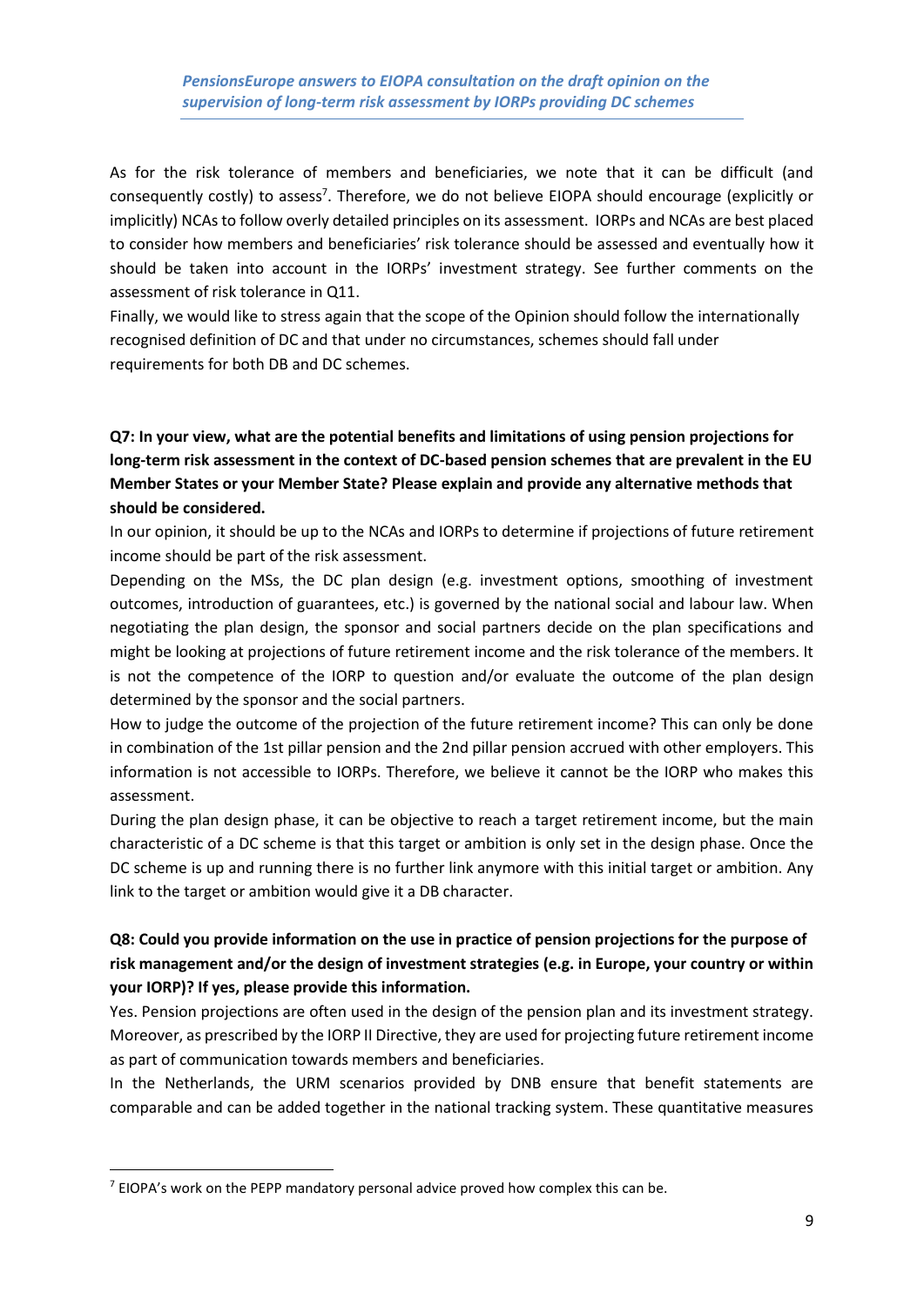As for the risk tolerance of members and beneficiaries, we note that it can be difficult (and consequently costly) to assess[7]. Therefore, we do not believe EIOPA should encourage (explicitly or implicitly) NCAs to follow overly detailed principles on its assessment. IORPs and NCAs are best placed to consider how members and beneficiaries' risk tolerance should be assessed and eventually how it should be taken into account in the IORPs' investment strategy. See further comments on the assessment of risk tolerance in Q11.

Finally, we would like to stress again that the scope of the Opinion should follow the internationally recognised definition of DC and that under no circumstances, schemes should fall under requirements for both DB and DC schemes.

**Q7: In your view, what are the potential benefits and limitations of using pension projections for long-term risk assessment in the context of DC-based pension schemes that are prevalent in the EU Member States or your Member State? Please explain and provide any alternative methods that should be considered.**

In our opinion, it should be up to the NCAs and IORPs to determine if projections of future retirement income should be part of the risk assessment.

Depending on the MSs, the DC plan design (e.g. investment options, smoothing of investment outcomes, introduction of guarantees, etc.) is governed by the national social and labour law. When negotiating the plan design, the sponsor and social partners decide on the plan specifications and might be looking at projections of future retirement income and the risk tolerance of the members. It is not the competence of the IORP to question and/or evaluate the outcome of the plan design determined by the sponsor and the social partners.

How to judge the outcome of the projection of the future retirement income? This can only be done in combination of the 1st pillar pension and the 2nd pillar pension accrued with other employers. This information is not accessible to IORPs. Therefore, we believe it cannot be the IORP who makes this assessment.

During the plan design phase, it can be objective to reach a target retirement income, but the main characteristic of a DC scheme is that this target or ambition is only set in the design phase. Once the DC scheme is up and running there is no further link anymore with this initial target or ambition. Any link to the target or ambition would give it a DB character.

**Q8: Could you provide information on the use in practice of pension projections for the purpose of risk management and/or the design of investment strategies (e.g. in Europe, your country or within your IORP)? If yes, please provide this information.**

Yes. Pension projections are often used in the design of the pension plan and its investment strategy. Moreover, as prescribed by the IORP II Directive, they are used for projecting future retirement income as part of communication towards members and beneficiaries.

In the Netherlands, the URM scenarios provided by DNB ensure that benefit statements are comparable and can be added together in the national tracking system. These quantitative measures

[7] EIOPA's work on the PEPP mandatory personal advice proved how complex this can be.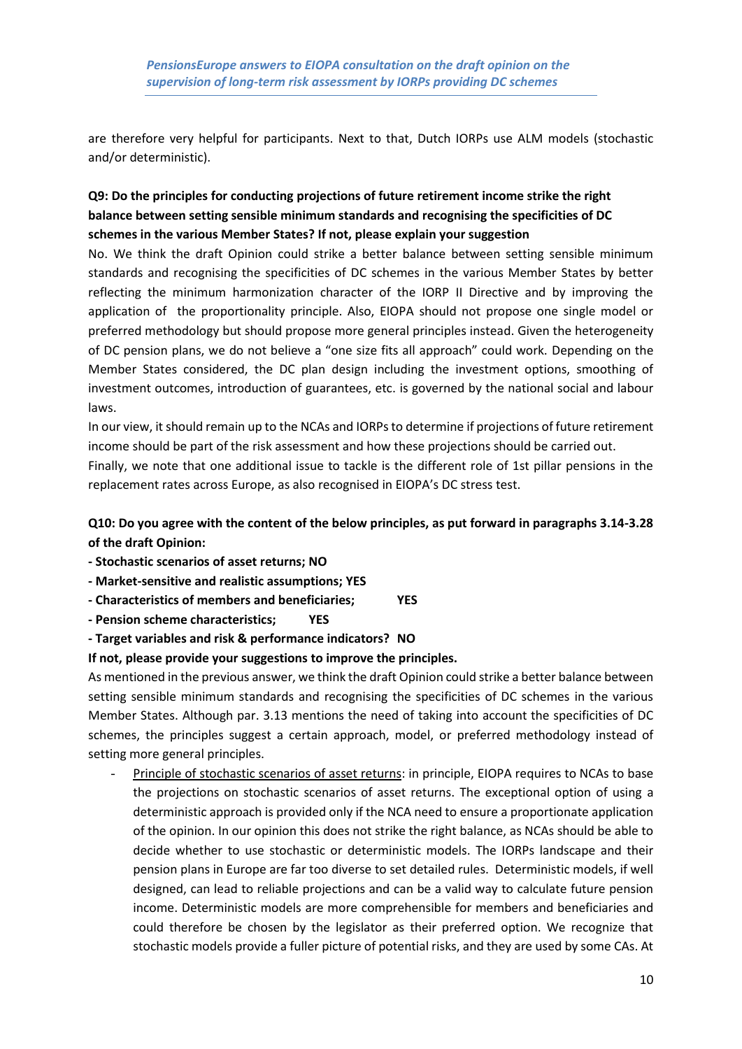are therefore very helpful for participants. Next to that, Dutch IORPs use ALM models (stochastic and/or deterministic).

**Q9: Do the principles for conducting projections of future retirement income strike the right balance between setting sensible minimum standards and recognising the specificities of DC schemes in the various Member States? If not, please explain your suggestion**

No. We think the draft Opinion could strike a better balance between setting sensible minimum standards and recognising the specificities of DC schemes in the various Member States by better reflecting the minimum harmonization character of the IORP II Directive and by improving the application of the proportionality principle. Also, EIOPA should not propose one single model or preferred methodology but should propose more general principles instead. Given the heterogeneity of DC pension plans, we do not believe a "one size fits all approach" could work. Depending on the Member States considered, the DC plan design including the investment options, smoothing of investment outcomes, introduction of guarantees, etc. is governed by the national social and labour laws.

In our view, it should remain up to the NCAs and IORPs to determine if projections of future retirement income should be part of the risk assessment and how these projections should be carried out.

Finally, we note that one additional issue to tackle is the different role of 1st pillar pensions in the replacement rates across Europe, as also recognised in EIOPA's DC stress test.

**Q10: Do you agree with the content of the below principles, as put forward in paragraphs 3.14-3.28 of the draft Opinion:**

**- Stochastic scenarios of asset returns; NO**

**- Market-sensitive and realistic assumptions; YES**

**- Characteristics of members and beneficiaries; YES**

**- Pension scheme characteristics; YES**

**- Target variables and risk & performance indicators? NO**

**If not, please provide your suggestions to improve the principles.**

As mentioned in the previous answer, we think the draft Opinion could strike a better balance between setting sensible minimum standards and recognising the specificities of DC schemes in the various Member States. Although par. 3.13 mentions the need of taking into account the specificities of DC schemes, the principles suggest a certain approach, model, or preferred methodology instead of setting more general principles.

- Principle of stochastic scenarios of asset returns: in principle, EIOPA requires to NCAs to base the projections on stochastic scenarios of asset returns. The exceptional option of using a deterministic approach is provided only if the NCA need to ensure a proportionate application of the opinion. In our opinion this does not strike the right balance, as NCAs should be able to decide whether to use stochastic or deterministic models. The IORPs landscape and their pension plans in Europe are far too diverse to set detailed rules. Deterministic models, if well designed, can lead to reliable projections and can be a valid way to calculate future pension income. Deterministic models are more comprehensible for members and beneficiaries and could therefore be chosen by the legislator as their preferred option. We recognize that stochastic models provide a fuller picture of potential risks, and they are used by some CAs. At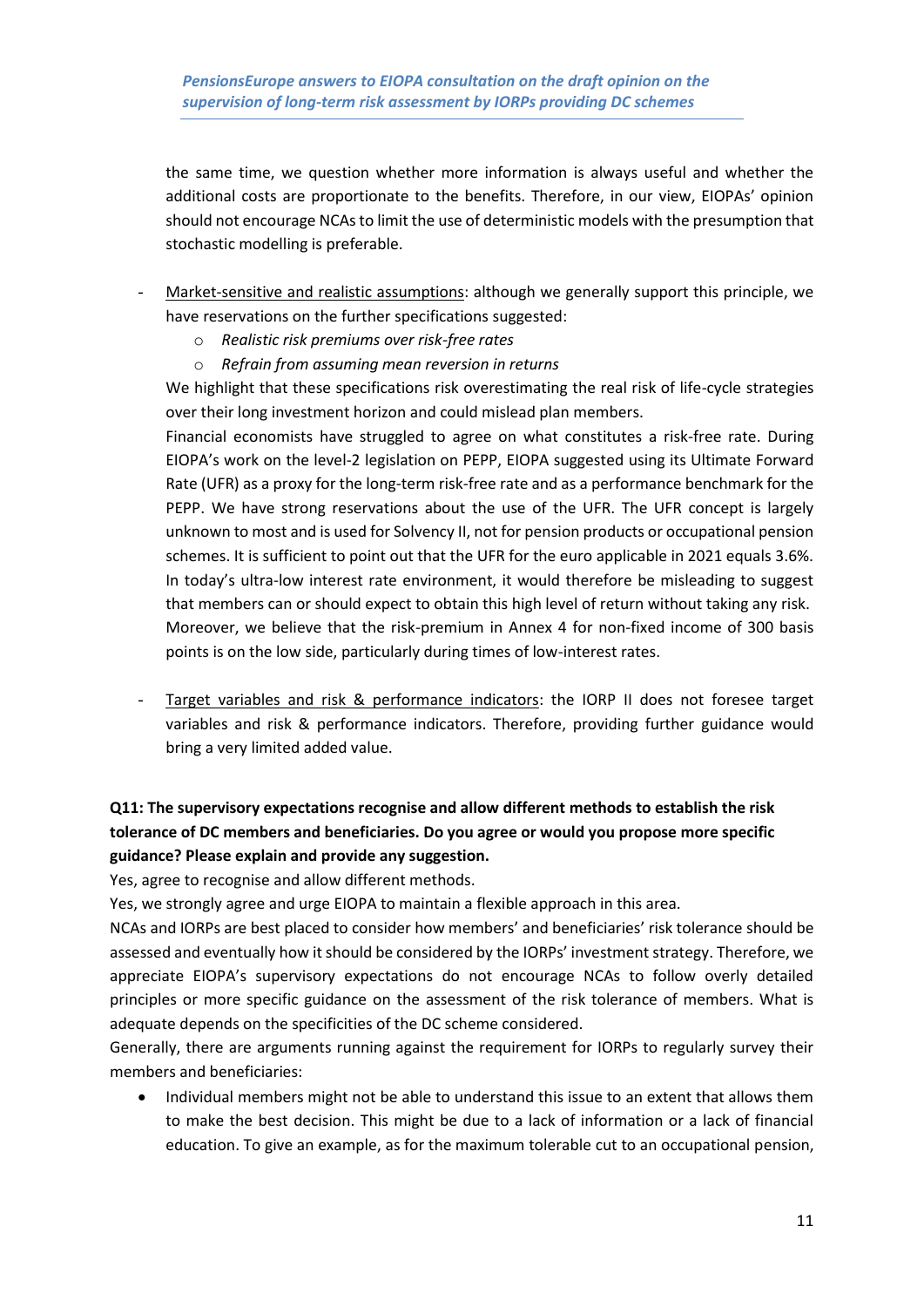the same time, we question whether more information is always useful and whether the additional costs are proportionate to the benefits. Therefore, in our view, EIOPAs' opinion should not encourage NCAs to limit the use of deterministic models with the presumption that stochastic modelling is preferable.

- Market-sensitive and realistic assumptions: although we generally support this principle, we have reservations on the further specifications suggested:
  - *Realistic risk premiums over risk-free rates*
  - *Refrain from assuming mean reversion in returns*

  We highlight that these specifications risk overestimating the real risk of life-cycle strategies over their long investment horizon and could mislead plan members.

  Financial economists have struggled to agree on what constitutes a risk-free rate. During EIOPA's work on the level-2 legislation on PEPP, EIOPA suggested using its Ultimate Forward Rate (UFR) as a proxy for the long-term risk-free rate and as a performance benchmark for the PEPP. We have strong reservations about the use of the UFR. The UFR concept is largely unknown to most and is used for Solvency II, not for pension products or occupational pension schemes. It is sufficient to point out that the UFR for the euro applicable in 2021 equals 3.6%. In today's ultra-low interest rate environment, it would therefore be misleading to suggest that members can or should expect to obtain this high level of return without taking any risk. Moreover, we believe that the risk-premium in Annex 4 for non-fixed income of 300 basis points is on the low side, particularly during times of low-interest rates.

- Target variables and risk & performance indicators: the IORP II does not foresee target variables and risk & performance indicators. Therefore, providing further guidance would bring a very limited added value.

**Q11: The supervisory expectations recognise and allow different methods to establish the risk tolerance of DC members and beneficiaries. Do you agree or would you propose more specific guidance? Please explain and provide any suggestion.**

Yes, agree to recognise and allow different methods.

Yes, we strongly agree and urge EIOPA to maintain a flexible approach in this area.

NCAs and IORPs are best placed to consider how members' and beneficiaries' risk tolerance should be assessed and eventually how it should be considered by the IORPs' investment strategy. Therefore, we appreciate EIOPA's supervisory expectations do not encourage NCAs to follow overly detailed principles or more specific guidance on the assessment of the risk tolerance of members. What is adequate depends on the specificities of the DC scheme considered.

Generally, there are arguments running against the requirement for IORPs to regularly survey their members and beneficiaries:

- Individual members might not be able to understand this issue to an extent that allows them to make the best decision. This might be due to a lack of information or a lack of financial education. To give an example, as for the maximum tolerable cut to an occupational pension,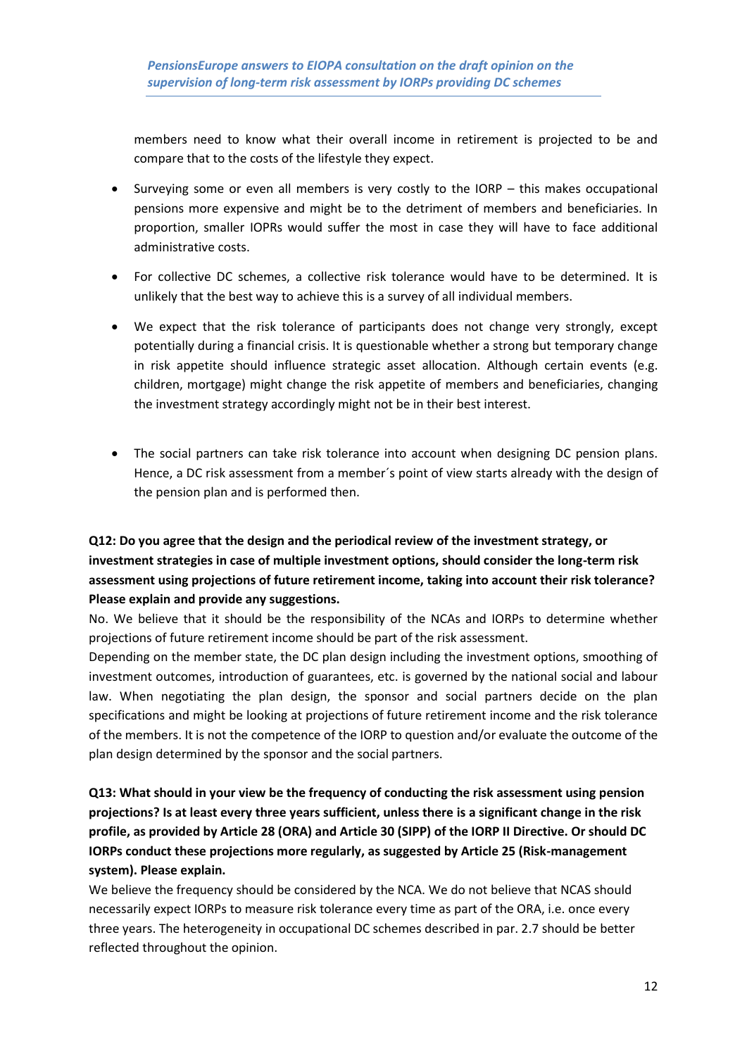members need to know what their overall income in retirement is projected to be and compare that to the costs of the lifestyle they expect.

- Surveying some or even all members is very costly to the IORP – this makes occupational pensions more expensive and might be to the detriment of members and beneficiaries. In proportion, smaller IOPRs would suffer the most in case they will have to face additional administrative costs.
- For collective DC schemes, a collective risk tolerance would have to be determined. It is unlikely that the best way to achieve this is a survey of all individual members.
- We expect that the risk tolerance of participants does not change very strongly, except potentially during a financial crisis. It is questionable whether a strong but temporary change in risk appetite should influence strategic asset allocation. Although certain events (e.g. children, mortgage) might change the risk appetite of members and beneficiaries, changing the investment strategy accordingly might not be in their best interest.
- The social partners can take risk tolerance into account when designing DC pension plans. Hence, a DC risk assessment from a member´s point of view starts already with the design of the pension plan and is performed then.

**Q12: Do you agree that the design and the periodical review of the investment strategy, or investment strategies in case of multiple investment options, should consider the long-term risk assessment using projections of future retirement income, taking into account their risk tolerance? Please explain and provide any suggestions.**

No. We believe that it should be the responsibility of the NCAs and IORPs to determine whether projections of future retirement income should be part of the risk assessment.

Depending on the member state, the DC plan design including the investment options, smoothing of investment outcomes, introduction of guarantees, etc. is governed by the national social and labour law. When negotiating the plan design, the sponsor and social partners decide on the plan specifications and might be looking at projections of future retirement income and the risk tolerance of the members. It is not the competence of the IORP to question and/or evaluate the outcome of the plan design determined by the sponsor and the social partners.

**Q13: What should in your view be the frequency of conducting the risk assessment using pension projections? Is at least every three years sufficient, unless there is a significant change in the risk profile, as provided by Article 28 (ORA) and Article 30 (SIPP) of the IORP II Directive. Or should DC IORPs conduct these projections more regularly, as suggested by Article 25 (Risk-management system). Please explain.**

We believe the frequency should be considered by the NCA. We do not believe that NCAS should necessarily expect IORPs to measure risk tolerance every time as part of the ORA, i.e. once every three years. The heterogeneity in occupational DC schemes described in par. 2.7 should be better reflected throughout the opinion.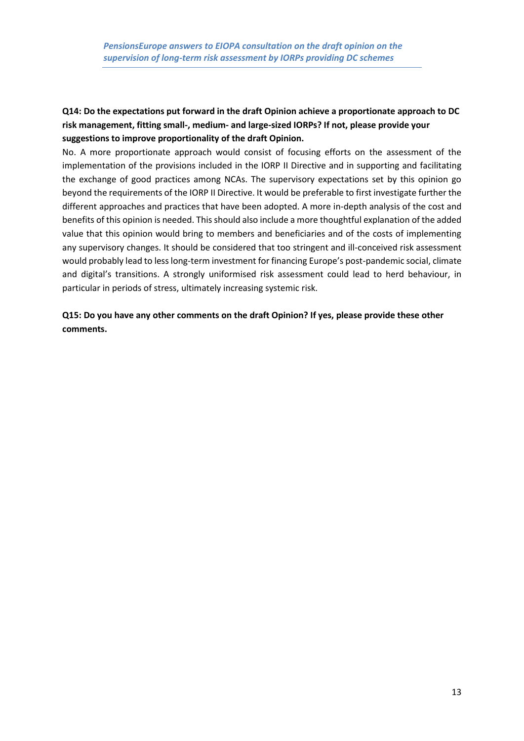**Q14: Do the expectations put forward in the draft Opinion achieve a proportionate approach to DC risk management, fitting small-, medium- and large-sized IORPs? If not, please provide your suggestions to improve proportionality of the draft Opinion.**

No. A more proportionate approach would consist of focusing efforts on the assessment of the implementation of the provisions included in the IORP II Directive and in supporting and facilitating the exchange of good practices among NCAs. The supervisory expectations set by this opinion go beyond the requirements of the IORP II Directive. It would be preferable to first investigate further the different approaches and practices that have been adopted. A more in-depth analysis of the cost and benefits of this opinion is needed. This should also include a more thoughtful explanation of the added value that this opinion would bring to members and beneficiaries and of the costs of implementing any supervisory changes. It should be considered that too stringent and ill-conceived risk assessment would probably lead to less long-term investment for financing Europe's post-pandemic social, climate and digital's transitions. A strongly uniformised risk assessment could lead to herd behaviour, in particular in periods of stress, ultimately increasing systemic risk.

**Q15: Do you have any other comments on the draft Opinion? If yes, please provide these other comments.**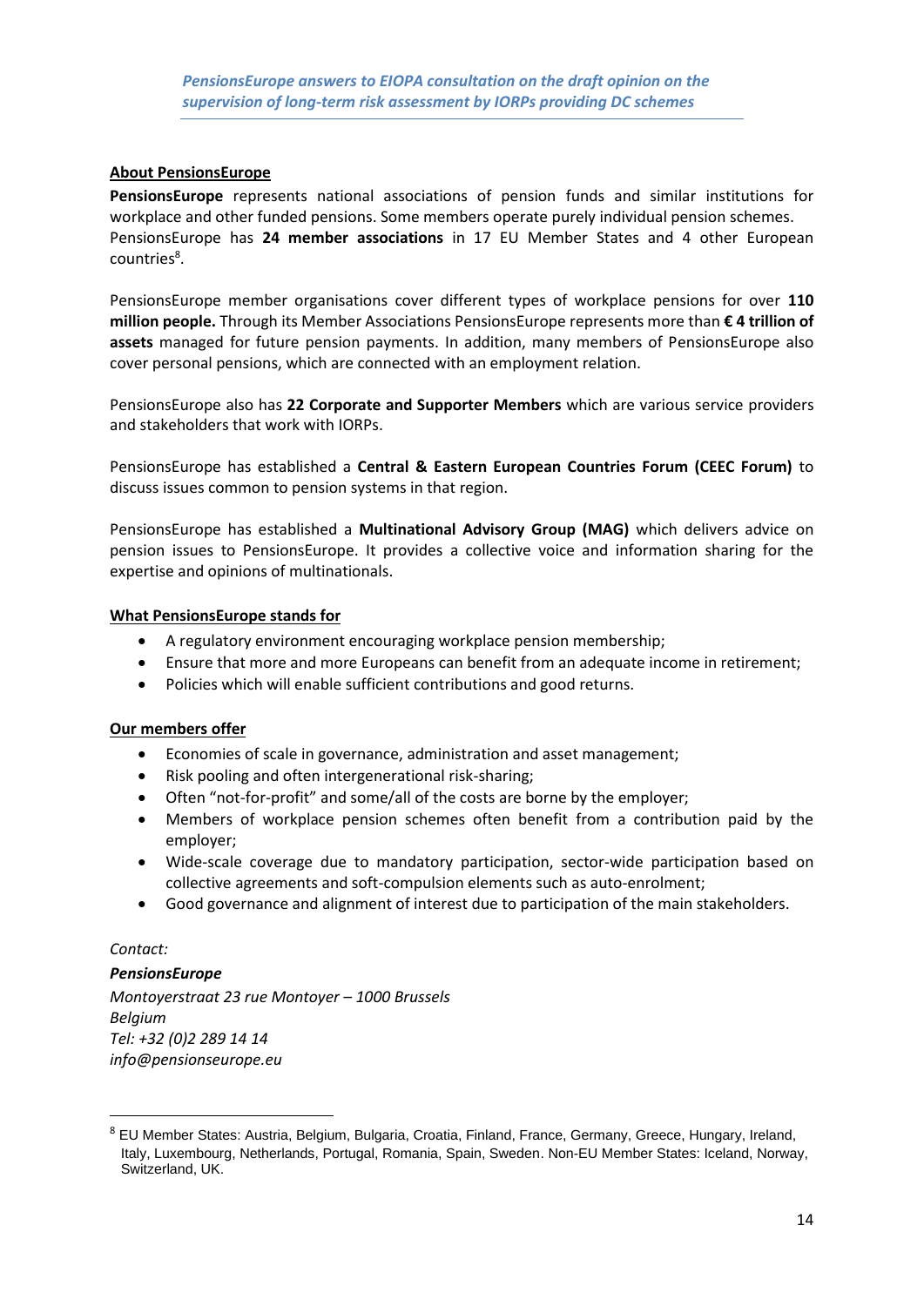*PensionsEurope answers to EIOPA consultation on the draft opinion on the supervision of long-term risk assessment by IORPs providing DC schemes*

## About PensionsEurope

**PensionsEurope** represents national associations of pension funds and similar institutions for workplace and other funded pensions. Some members operate purely individual pension schemes. PensionsEurope has **24 member associations** in 17 EU Member States and 4 other European countries[8].

PensionsEurope member organisations cover different types of workplace pensions for over **110 million people.** Through its Member Associations PensionsEurope represents more than **€ 4 trillion of assets** managed for future pension payments. In addition, many members of PensionsEurope also cover personal pensions, which are connected with an employment relation.

PensionsEurope also has **22 Corporate and Supporter Members** which are various service providers and stakeholders that work with IORPs.

PensionsEurope has established a **Central & Eastern European Countries Forum (CEEC Forum)** to discuss issues common to pension systems in that region.

PensionsEurope has established a **Multinational Advisory Group (MAG)** which delivers advice on pension issues to PensionsEurope. It provides a collective voice and information sharing for the expertise and opinions of multinationals.

## What PensionsEurope stands for

- A regulatory environment encouraging workplace pension membership;
- Ensure that more and more Europeans can benefit from an adequate income in retirement;
- Policies which will enable sufficient contributions and good returns.

## Our members offer

- Economies of scale in governance, administration and asset management;
- Risk pooling and often intergenerational risk-sharing;
- Often "not-for-profit" and some/all of the costs are borne by the employer;
- Members of workplace pension schemes often benefit from a contribution paid by the employer;
- Wide-scale coverage due to mandatory participation, sector-wide participation based on collective agreements and soft-compulsion elements such as auto-enrolment;
- Good governance and alignment of interest due to participation of the main stakeholders.

*Contact:*

***PensionsEurope***
*Montoyerstraat 23 rue Montoyer – 1000 Brussels*
*Belgium*
*Tel: +32 (0)2 289 14 14*
*info@pensionseurope.eu*

---

[8] EU Member States: Austria, Belgium, Bulgaria, Croatia, Finland, France, Germany, Greece, Hungary, Ireland, Italy, Luxembourg, Netherlands, Portugal, Romania, Spain, Sweden. Non-EU Member States: Iceland, Norway, Switzerland, UK.